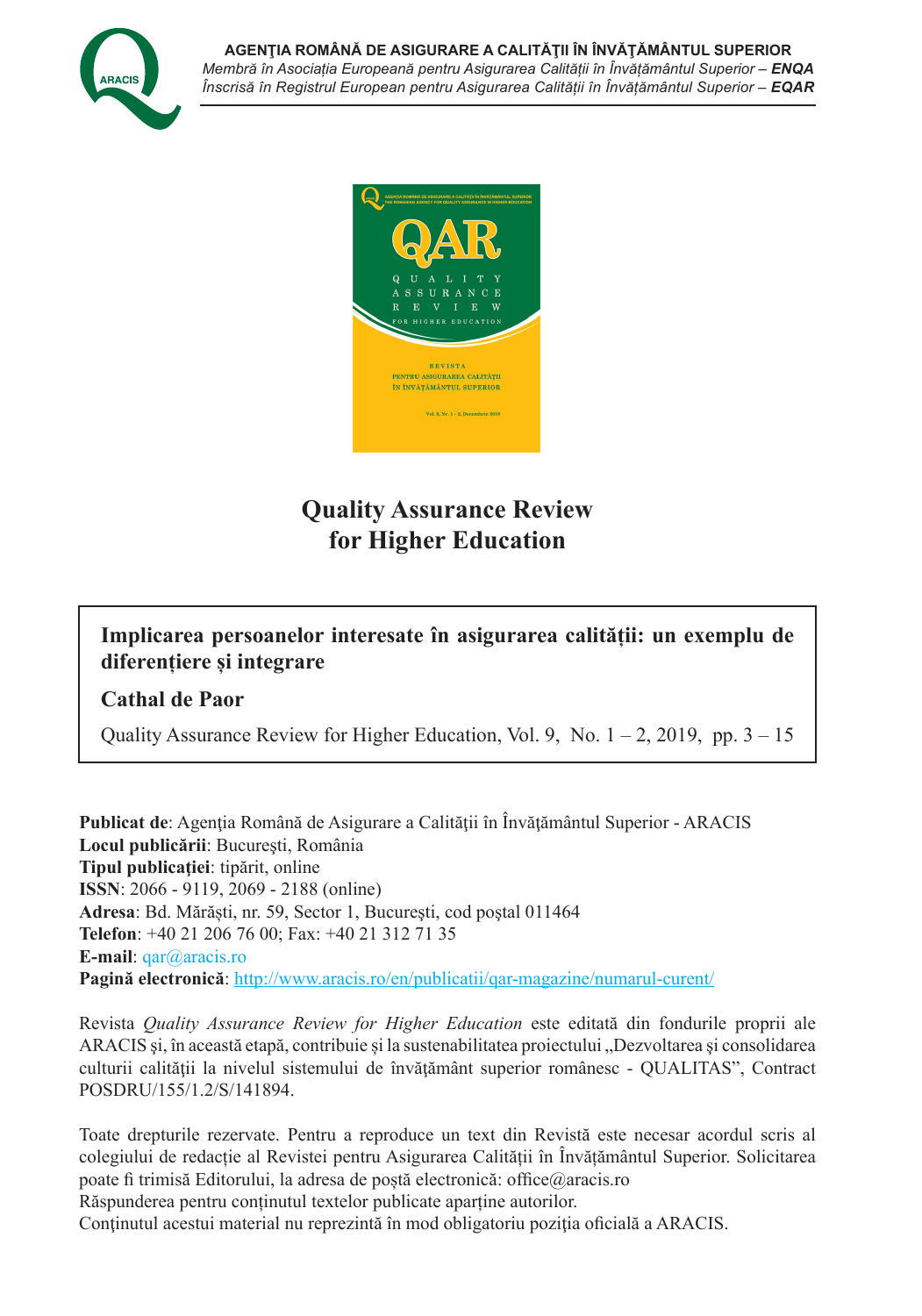**AGENŢIA ROMÂNĂ DE ASIGURARE A CALITĂŢII ÎN ÎNVĂŢĂMÂNTUL SUPERIOR**
*Membră în Asociația Europeană pentru Asigurarea Calității în Învățământul Superior – **ENQA***
*Înscrisă în Registrul European pentru Asigurarea Calității în Învățământul Superior – **EQAR***

# Quality Assurance Review for Higher Education

## Implicarea persoanelor interesate în asigurarea calității: un exemplu de diferențiere și integrare

**Cathal de Paor**

Quality Assurance Review for Higher Education, Vol. 9, No. 1 – 2, 2019, pp. 3 – 15

**Publicat de**: Agenţia Română de Asigurare a Calităţii în Învăţământul Superior - ARACIS
**Locul publicării**: Bucureşti, România
**Tipul publicaţiei**: tipărit, online
**ISSN**: 2066 - 9119, 2069 - 2188 (online)
**Adresa**: Bd. Mărăști, nr. 59, Sector 1, Bucureşti, cod poştal 011464
**Telefon**: +40 21 206 76 00; Fax: +40 21 312 71 35
**E-mail**: qar@aracis.ro
**Pagină electronică**: http://www.aracis.ro/en/publicatii/qar-magazine/numarul-curent/

Revista *Quality Assurance Review for Higher Education* este editată din fondurile proprii ale ARACIS şi, în această etapă, contribuie şi la sustenabilitatea proiectului „Dezvoltarea şi consolidarea culturii calităţii la nivelul sistemului de învăţământ superior românesc - QUALITAS", Contract POSDRU/155/1.2/S/141894.

Toate drepturile rezervate. Pentru a reproduce un text din Revistă este necesar acordul scris al colegiului de redacție al Revistei pentru Asigurarea Calității în Învățământul Superior. Solicitarea poate fi trimisă Editorului, la adresa de poștă electronică: office@aracis.ro
Răspunderea pentru conținutul textelor publicate aparține autorilor.
Conţinutul acestui material nu reprezintă în mod obligatoriu poziţia oficială a ARACIS.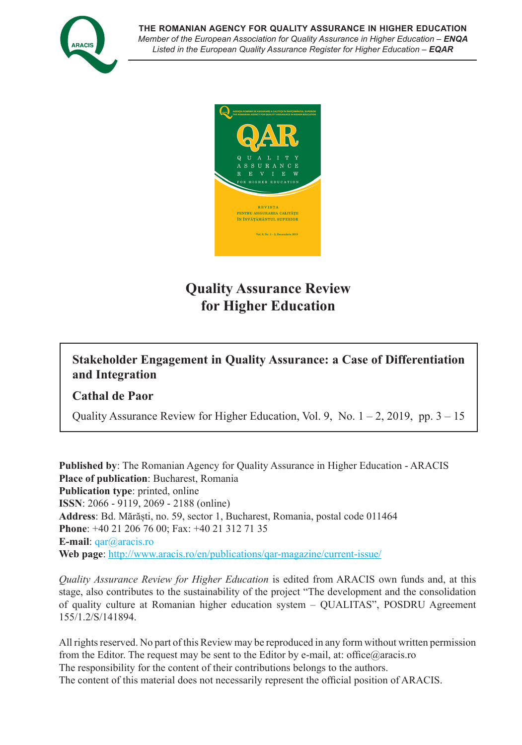**THE ROMANIAN AGENCY FOR QUALITY ASSURANCE IN HIGHER EDUCATION**
*Member of the European Association for Quality Assurance in Higher Education – **ENQA***
*Listed in the European Quality Assurance Register for Higher Education – **EQAR***

# Quality Assurance Review for Higher Education

## Stakeholder Engagement in Quality Assurance: a Case of Differentiation and Integration

**Cathal de Paor**

Quality Assurance Review for Higher Education, Vol. 9, No. 1 – 2, 2019, pp. 3 – 15

**Published by**: The Romanian Agency for Quality Assurance in Higher Education - ARACIS
**Place of publication**: Bucharest, Romania
**Publication type**: printed, online
**ISSN**: 2066 - 9119, 2069 - 2188 (online)
**Address**: Bd. Mărăști, no. 59, sector 1, Bucharest, Romania, postal code 011464
**Phone**: +40 21 206 76 00; Fax: +40 21 312 71 35
**E-mail**: qar@aracis.ro
**Web page**: http://www.aracis.ro/en/publications/qar-magazine/current-issue/

*Quality Assurance Review for Higher Education* is edited from ARACIS own funds and, at this stage, also contributes to the sustainability of the project "The development and the consolidation of quality culture at Romanian higher education system – QUALITAS", POSDRU Agreement 155/1.2/S/141894.

All rights reserved. No part of this Review may be reproduced in any form without written permission from the Editor. The request may be sent to the Editor by e-mail, at: office@aracis.ro
The responsibility for the content of their contributions belongs to the authors.
The content of this material does not necessarily represent the official position of ARACIS.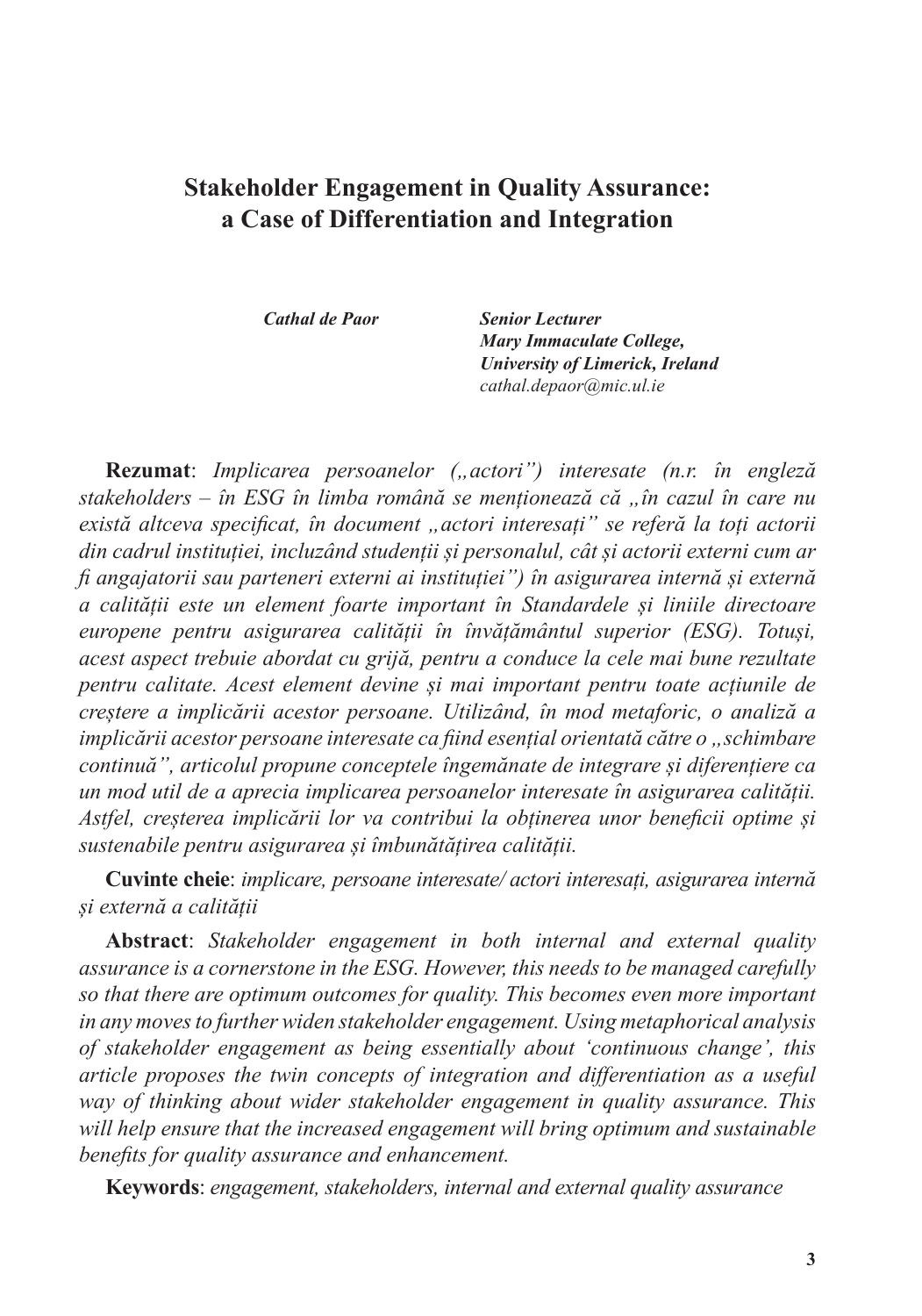# Stakeholder Engagement in Quality Assurance: a Case of Differentiation and Integration

***Cathal de Paor***

***Senior Lecturer***
***Mary Immaculate College,***
***University of Limerick, Ireland***
*cathal.depaor@mic.ul.ie*

**Rezumat**: *Implicarea persoanelor („actori") interesate (n.r. în engleză stakeholders – în ESG în limba română se menționează că „în cazul în care nu există altceva specificat, în document „actori interesați" se referă la toți actorii din cadrul instituției, incluzând studenții și personalul, cât și actorii externi cum ar fi angajatorii sau parteneri externi ai instituției") în asigurarea internă și externă a calității este un element foarte important în Standardele și liniile directoare europene pentru asigurarea calității în învățământul superior (ESG). Totuși, acest aspect trebuie abordat cu grijă, pentru a conduce la cele mai bune rezultate pentru calitate. Acest element devine și mai important pentru toate acțiunile de creștere a implicării acestor persoane. Utilizând, în mod metaforic, o analiză a implicării acestor persoane interesate ca fiind esențial orientată către o „schimbare continuă", articolul propune conceptele îngemănate de integrare și diferențiere ca un mod util de a aprecia implicarea persoanelor interesate în asigurarea calității. Astfel, creșterea implicării lor va contribui la obținerea unor beneficii optime și sustenabile pentru asigurarea și îmbunătățirea calității.*

**Cuvinte cheie**: *implicare, persoane interesate/ actori interesați, asigurarea internă și externă a calității*

**Abstract**: *Stakeholder engagement in both internal and external quality assurance is a cornerstone in the ESG. However, this needs to be managed carefully so that there are optimum outcomes for quality. This becomes even more important in any moves to further widen stakeholder engagement. Using metaphorical analysis of stakeholder engagement as being essentially about 'continuous change', this article proposes the twin concepts of integration and differentiation as a useful way of thinking about wider stakeholder engagement in quality assurance. This will help ensure that the increased engagement will bring optimum and sustainable benefits for quality assurance and enhancement.*

**Keywords**: *engagement, stakeholders, internal and external quality assurance*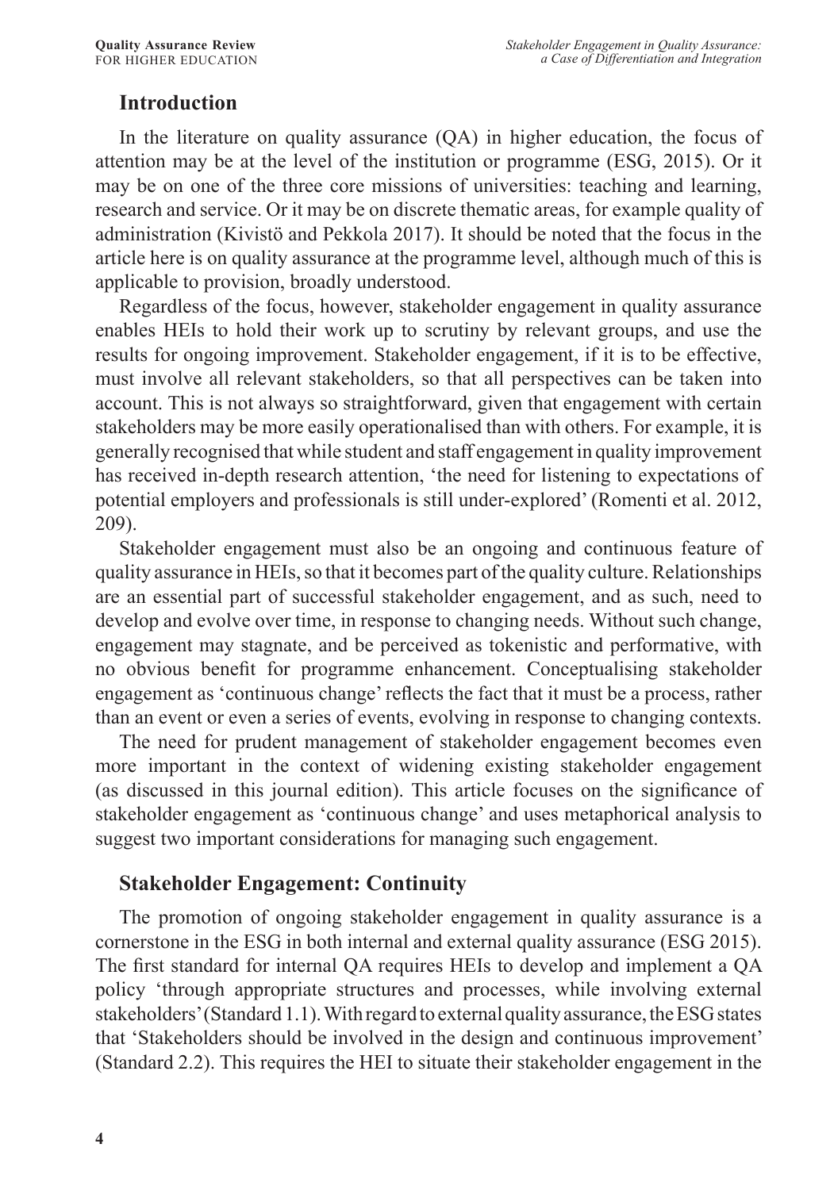## Introduction

In the literature on quality assurance (QA) in higher education, the focus of attention may be at the level of the institution or programme (ESG, 2015). Or it may be on one of the three core missions of universities: teaching and learning, research and service. Or it may be on discrete thematic areas, for example quality of administration (Kivistö and Pekkola 2017). It should be noted that the focus in the article here is on quality assurance at the programme level, although much of this is applicable to provision, broadly understood.

Regardless of the focus, however, stakeholder engagement in quality assurance enables HEIs to hold their work up to scrutiny by relevant groups, and use the results for ongoing improvement. Stakeholder engagement, if it is to be effective, must involve all relevant stakeholders, so that all perspectives can be taken into account. This is not always so straightforward, given that engagement with certain stakeholders may be more easily operationalised than with others. For example, it is generally recognised that while student and staff engagement in quality improvement has received in-depth research attention, 'the need for listening to expectations of potential employers and professionals is still under-explored' (Romenti et al. 2012, 209).

Stakeholder engagement must also be an ongoing and continuous feature of quality assurance in HEIs, so that it becomes part of the quality culture. Relationships are an essential part of successful stakeholder engagement, and as such, need to develop and evolve over time, in response to changing needs. Without such change, engagement may stagnate, and be perceived as tokenistic and performative, with no obvious benefit for programme enhancement. Conceptualising stakeholder engagement as 'continuous change' reflects the fact that it must be a process, rather than an event or even a series of events, evolving in response to changing contexts.

The need for prudent management of stakeholder engagement becomes even more important in the context of widening existing stakeholder engagement (as discussed in this journal edition). This article focuses on the significance of stakeholder engagement as 'continuous change' and uses metaphorical analysis to suggest two important considerations for managing such engagement.

## Stakeholder Engagement: Continuity

The promotion of ongoing stakeholder engagement in quality assurance is a cornerstone in the ESG in both internal and external quality assurance (ESG 2015). The first standard for internal QA requires HEIs to develop and implement a QA policy 'through appropriate structures and processes, while involving external stakeholders' (Standard 1.1). With regard to external quality assurance, the ESG states that 'Stakeholders should be involved in the design and continuous improvement' (Standard 2.2). This requires the HEI to situate their stakeholder engagement in the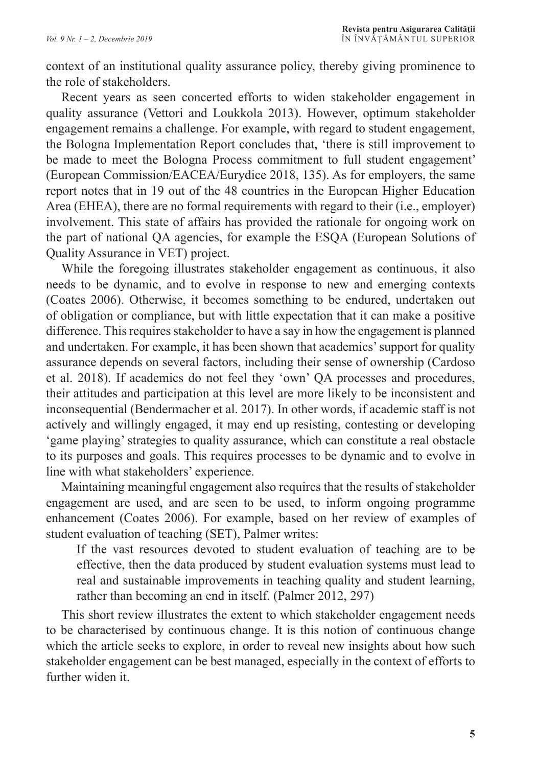context of an institutional quality assurance policy, thereby giving prominence to the role of stakeholders.

Recent years as seen concerted efforts to widen stakeholder engagement in quality assurance (Vettori and Loukkola 2013). However, optimum stakeholder engagement remains a challenge. For example, with regard to student engagement, the Bologna Implementation Report concludes that, 'there is still improvement to be made to meet the Bologna Process commitment to full student engagement' (European Commission/EACEA/Eurydice 2018, 135). As for employers, the same report notes that in 19 out of the 48 countries in the European Higher Education Area (EHEA), there are no formal requirements with regard to their (i.e., employer) involvement. This state of affairs has provided the rationale for ongoing work on the part of national QA agencies, for example the ESQA (European Solutions of Quality Assurance in VET) project.

While the foregoing illustrates stakeholder engagement as continuous, it also needs to be dynamic, and to evolve in response to new and emerging contexts (Coates 2006). Otherwise, it becomes something to be endured, undertaken out of obligation or compliance, but with little expectation that it can make a positive difference. This requires stakeholder to have a say in how the engagement is planned and undertaken. For example, it has been shown that academics' support for quality assurance depends on several factors, including their sense of ownership (Cardoso et al. 2018). If academics do not feel they 'own' QA processes and procedures, their attitudes and participation at this level are more likely to be inconsistent and inconsequential (Bendermacher et al. 2017). In other words, if academic staff is not actively and willingly engaged, it may end up resisting, contesting or developing 'game playing' strategies to quality assurance, which can constitute a real obstacle to its purposes and goals. This requires processes to be dynamic and to evolve in line with what stakeholders' experience.

Maintaining meaningful engagement also requires that the results of stakeholder engagement are used, and are seen to be used, to inform ongoing programme enhancement (Coates 2006). For example, based on her review of examples of student evaluation of teaching (SET), Palmer writes:

> If the vast resources devoted to student evaluation of teaching are to be effective, then the data produced by student evaluation systems must lead to real and sustainable improvements in teaching quality and student learning, rather than becoming an end in itself. (Palmer 2012, 297)

This short review illustrates the extent to which stakeholder engagement needs to be characterised by continuous change. It is this notion of continuous change which the article seeks to explore, in order to reveal new insights about how such stakeholder engagement can be best managed, especially in the context of efforts to further widen it.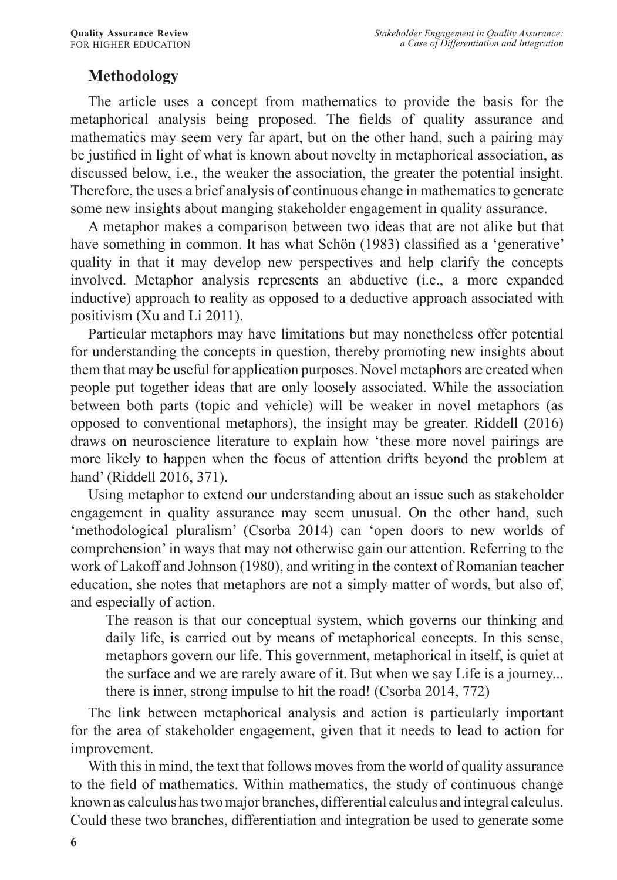## Methodology

The article uses a concept from mathematics to provide the basis for the metaphorical analysis being proposed. The fields of quality assurance and mathematics may seem very far apart, but on the other hand, such a pairing may be justified in light of what is known about novelty in metaphorical association, as discussed below, i.e., the weaker the association, the greater the potential insight. Therefore, the uses a brief analysis of continuous change in mathematics to generate some new insights about manging stakeholder engagement in quality assurance.

A metaphor makes a comparison between two ideas that are not alike but that have something in common. It has what Schön (1983) classified as a 'generative' quality in that it may develop new perspectives and help clarify the concepts involved. Metaphor analysis represents an abductive (i.e., a more expanded inductive) approach to reality as opposed to a deductive approach associated with positivism (Xu and Li 2011).

Particular metaphors may have limitations but may nonetheless offer potential for understanding the concepts in question, thereby promoting new insights about them that may be useful for application purposes. Novel metaphors are created when people put together ideas that are only loosely associated. While the association between both parts (topic and vehicle) will be weaker in novel metaphors (as opposed to conventional metaphors), the insight may be greater. Riddell (2016) draws on neuroscience literature to explain how 'these more novel pairings are more likely to happen when the focus of attention drifts beyond the problem at hand' (Riddell 2016, 371).

Using metaphor to extend our understanding about an issue such as stakeholder engagement in quality assurance may seem unusual. On the other hand, such 'methodological pluralism' (Csorba 2014) can 'open doors to new worlds of comprehension' in ways that may not otherwise gain our attention. Referring to the work of Lakoff and Johnson (1980), and writing in the context of Romanian teacher education, she notes that metaphors are not a simply matter of words, but also of, and especially of action.

> The reason is that our conceptual system, which governs our thinking and daily life, is carried out by means of metaphorical concepts. In this sense, metaphors govern our life. This government, metaphorical in itself, is quiet at the surface and we are rarely aware of it. But when we say Life is a journey... there is inner, strong impulse to hit the road! (Csorba 2014, 772)

The link between metaphorical analysis and action is particularly important for the area of stakeholder engagement, given that it needs to lead to action for improvement.

With this in mind, the text that follows moves from the world of quality assurance to the field of mathematics. Within mathematics, the study of continuous change known as calculus has two major branches, differential calculus and integral calculus. Could these two branches, differentiation and integration be used to generate some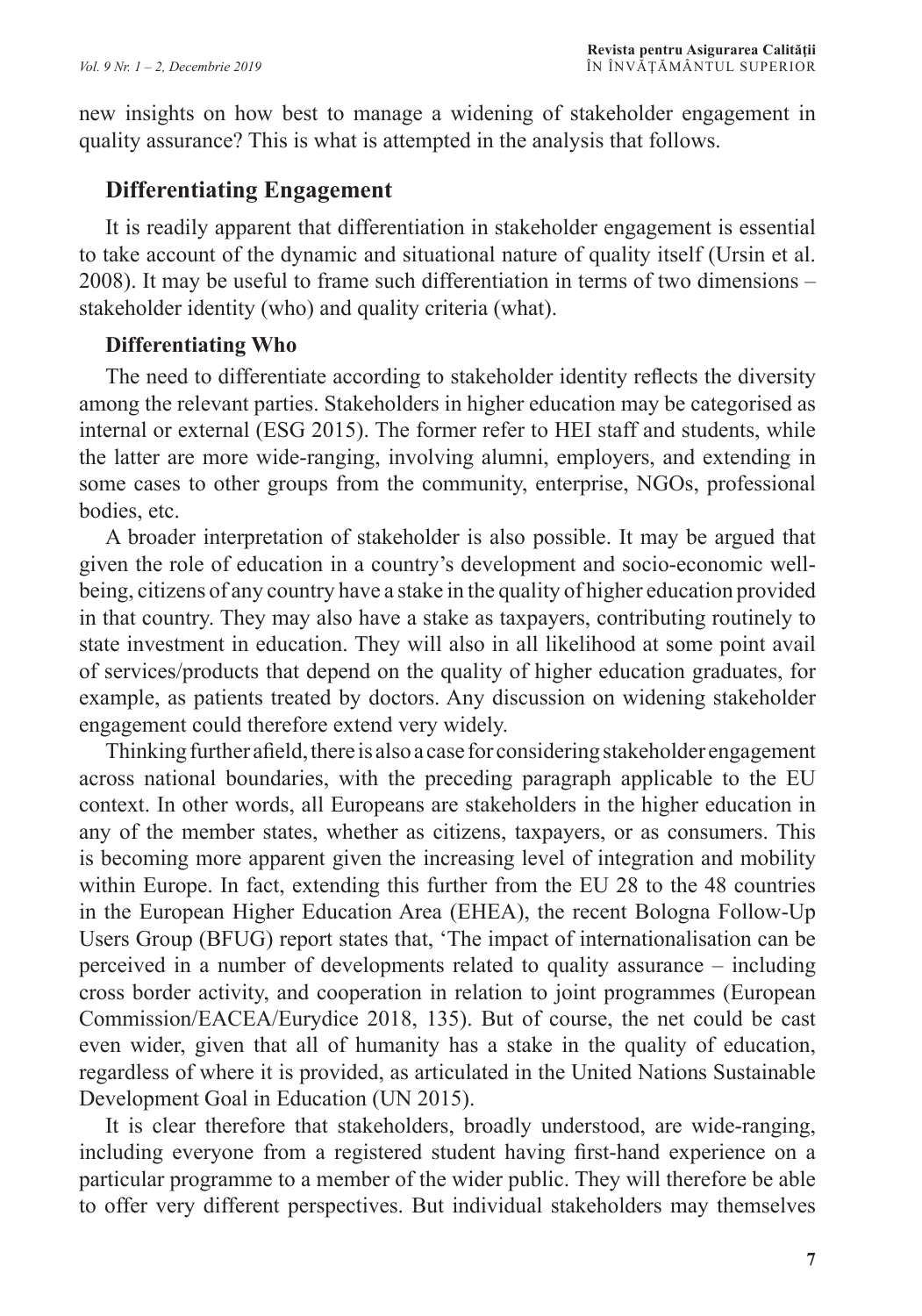new insights on how best to manage a widening of stakeholder engagement in quality assurance? This is what is attempted in the analysis that follows.

## Differentiating Engagement

It is readily apparent that differentiation in stakeholder engagement is essential to take account of the dynamic and situational nature of quality itself (Ursin et al. 2008). It may be useful to frame such differentiation in terms of two dimensions – stakeholder identity (who) and quality criteria (what).

### Differentiating Who

The need to differentiate according to stakeholder identity reflects the diversity among the relevant parties. Stakeholders in higher education may be categorised as internal or external (ESG 2015). The former refer to HEI staff and students, while the latter are more wide-ranging, involving alumni, employers, and extending in some cases to other groups from the community, enterprise, NGOs, professional bodies, etc.

A broader interpretation of stakeholder is also possible. It may be argued that given the role of education in a country's development and socio-economic well-being, citizens of any country have a stake in the quality of higher education provided in that country. They may also have a stake as taxpayers, contributing routinely to state investment in education. They will also in all likelihood at some point avail of services/products that depend on the quality of higher education graduates, for example, as patients treated by doctors. Any discussion on widening stakeholder engagement could therefore extend very widely.

Thinking further afield, there is also a case for considering stakeholder engagement across national boundaries, with the preceding paragraph applicable to the EU context. In other words, all Europeans are stakeholders in the higher education in any of the member states, whether as citizens, taxpayers, or as consumers. This is becoming more apparent given the increasing level of integration and mobility within Europe. In fact, extending this further from the EU 28 to the 48 countries in the European Higher Education Area (EHEA), the recent Bologna Follow-Up Users Group (BFUG) report states that, 'The impact of internationalisation can be perceived in a number of developments related to quality assurance – including cross border activity, and cooperation in relation to joint programmes (European Commission/EACEA/Eurydice 2018, 135). But of course, the net could be cast even wider, given that all of humanity has a stake in the quality of education, regardless of where it is provided, as articulated in the United Nations Sustainable Development Goal in Education (UN 2015).

It is clear therefore that stakeholders, broadly understood, are wide-ranging, including everyone from a registered student having first-hand experience on a particular programme to a member of the wider public. They will therefore be able to offer very different perspectives. But individual stakeholders may themselves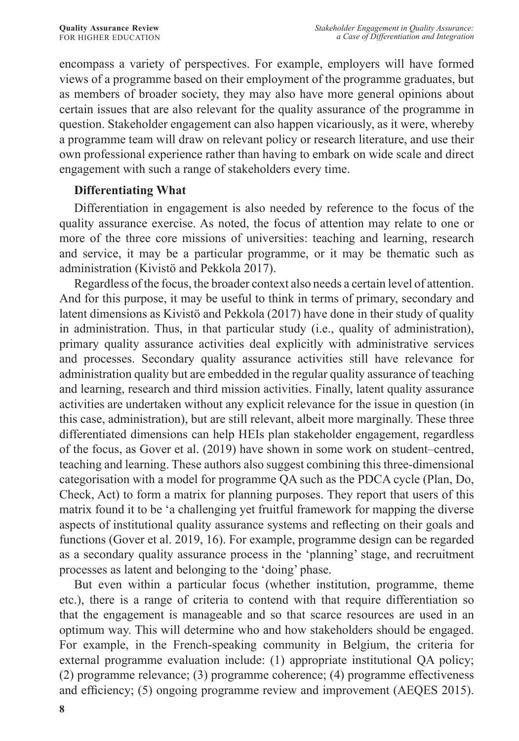encompass a variety of perspectives. For example, employers will have formed views of a programme based on their employment of the programme graduates, but as members of broader society, they may also have more general opinions about certain issues that are also relevant for the quality assurance of the programme in question. Stakeholder engagement can also happen vicariously, as it were, whereby a programme team will draw on relevant policy or research literature, and use their own professional experience rather than having to embark on wide scale and direct engagement with such a range of stakeholders every time.

### Differentiating What

Differentiation in engagement is also needed by reference to the focus of the quality assurance exercise. As noted, the focus of attention may relate to one or more of the three core missions of universities: teaching and learning, research and service, it may be a particular programme, or it may be thematic such as administration (Kivistö and Pekkola 2017).

Regardless of the focus, the broader context also needs a certain level of attention. And for this purpose, it may be useful to think in terms of primary, secondary and latent dimensions as Kivistö and Pekkola (2017) have done in their study of quality in administration. Thus, in that particular study (i.e., quality of administration), primary quality assurance activities deal explicitly with administrative services and processes. Secondary quality assurance activities still have relevance for administration quality but are embedded in the regular quality assurance of teaching and learning, research and third mission activities. Finally, latent quality assurance activities are undertaken without any explicit relevance for the issue in question (in this case, administration), but are still relevant, albeit more marginally. These three differentiated dimensions can help HEIs plan stakeholder engagement, regardless of the focus, as Gover et al. (2019) have shown in some work on student–centred, teaching and learning. These authors also suggest combining this three-dimensional categorisation with a model for programme QA such as the PDCA cycle (Plan, Do, Check, Act) to form a matrix for planning purposes. They report that users of this matrix found it to be 'a challenging yet fruitful framework for mapping the diverse aspects of institutional quality assurance systems and reflecting on their goals and functions (Gover et al. 2019, 16). For example, programme design can be regarded as a secondary quality assurance process in the 'planning' stage, and recruitment processes as latent and belonging to the 'doing' phase.

But even within a particular focus (whether institution, programme, theme etc.), there is a range of criteria to contend with that require differentiation so that the engagement is manageable and so that scarce resources are used in an optimum way. This will determine who and how stakeholders should be engaged. For example, in the French-speaking community in Belgium, the criteria for external programme evaluation include: (1) appropriate institutional QA policy; (2) programme relevance; (3) programme coherence; (4) programme effectiveness and efficiency; (5) ongoing programme review and improvement (AEQES 2015).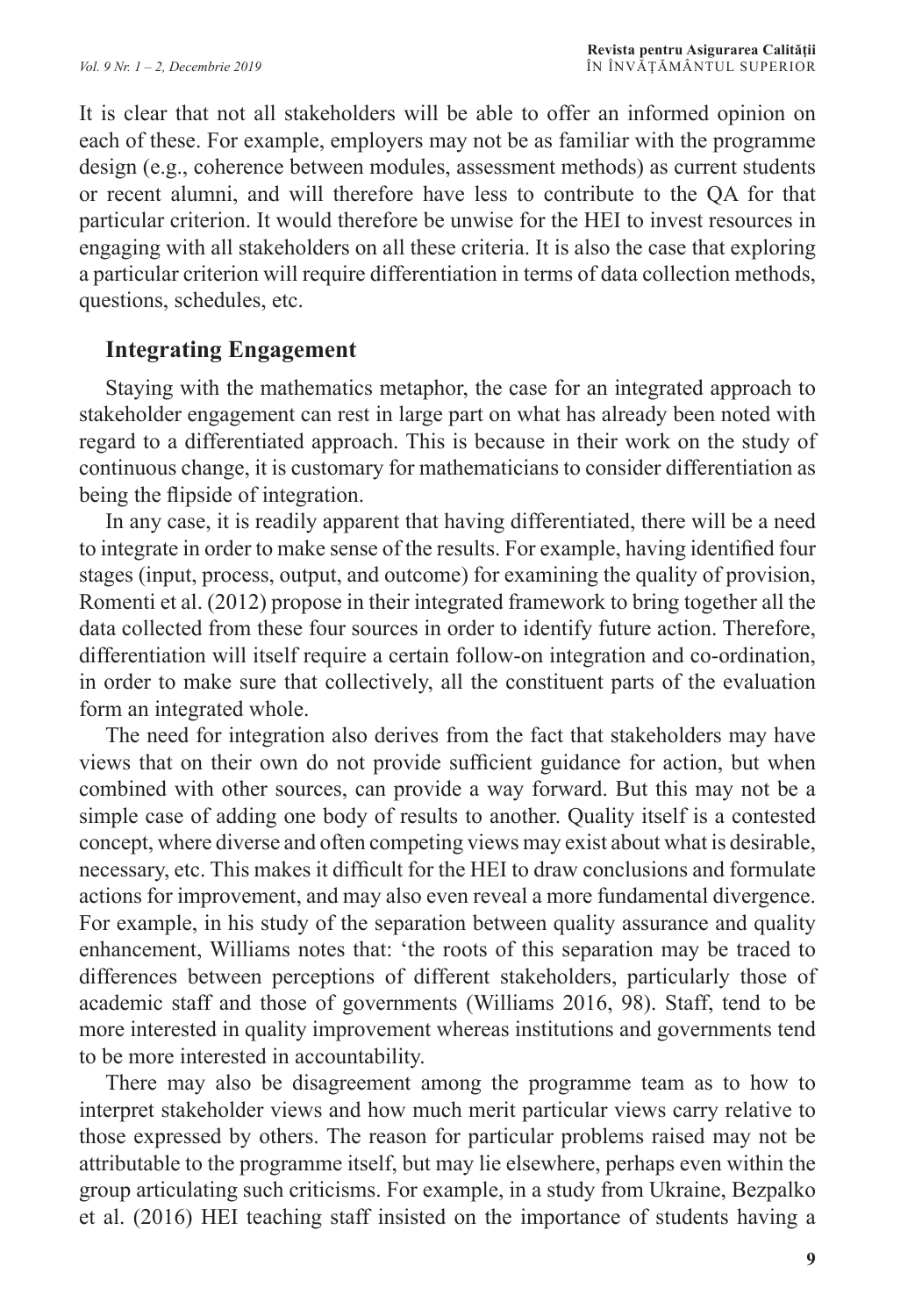It is clear that not all stakeholders will be able to offer an informed opinion on each of these. For example, employers may not be as familiar with the programme design (e.g., coherence between modules, assessment methods) as current students or recent alumni, and will therefore have less to contribute to the QA for that particular criterion. It would therefore be unwise for the HEI to invest resources in engaging with all stakeholders on all these criteria. It is also the case that exploring a particular criterion will require differentiation in terms of data collection methods, questions, schedules, etc.

## Integrating Engagement

Staying with the mathematics metaphor, the case for an integrated approach to stakeholder engagement can rest in large part on what has already been noted with regard to a differentiated approach. This is because in their work on the study of continuous change, it is customary for mathematicians to consider differentiation as being the flipside of integration.

In any case, it is readily apparent that having differentiated, there will be a need to integrate in order to make sense of the results. For example, having identified four stages (input, process, output, and outcome) for examining the quality of provision, Romenti et al. (2012) propose in their integrated framework to bring together all the data collected from these four sources in order to identify future action. Therefore, differentiation will itself require a certain follow-on integration and co-ordination, in order to make sure that collectively, all the constituent parts of the evaluation form an integrated whole.

The need for integration also derives from the fact that stakeholders may have views that on their own do not provide sufficient guidance for action, but when combined with other sources, can provide a way forward. But this may not be a simple case of adding one body of results to another. Quality itself is a contested concept, where diverse and often competing views may exist about what is desirable, necessary, etc. This makes it difficult for the HEI to draw conclusions and formulate actions for improvement, and may also even reveal a more fundamental divergence. For example, in his study of the separation between quality assurance and quality enhancement, Williams notes that: 'the roots of this separation may be traced to differences between perceptions of different stakeholders, particularly those of academic staff and those of governments (Williams 2016, 98). Staff, tend to be more interested in quality improvement whereas institutions and governments tend to be more interested in accountability.

There may also be disagreement among the programme team as to how to interpret stakeholder views and how much merit particular views carry relative to those expressed by others. The reason for particular problems raised may not be attributable to the programme itself, but may lie elsewhere, perhaps even within the group articulating such criticisms. For example, in a study from Ukraine, Bezpalko et al. (2016) HEI teaching staff insisted on the importance of students having a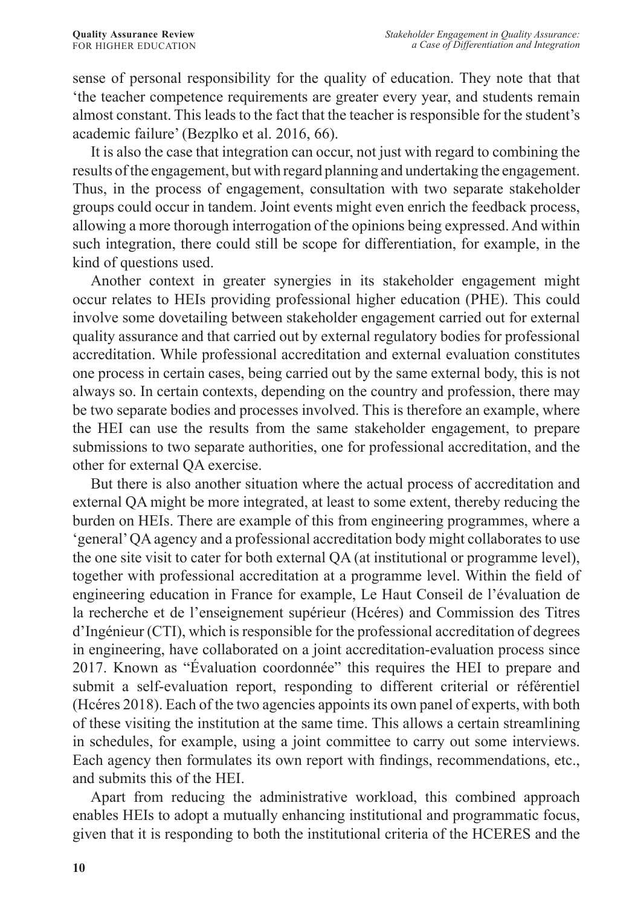sense of personal responsibility for the quality of education. They note that that 'the teacher competence requirements are greater every year, and students remain almost constant. This leads to the fact that the teacher is responsible for the student's academic failure' (Bezplko et al. 2016, 66).

It is also the case that integration can occur, not just with regard to combining the results of the engagement, but with regard planning and undertaking the engagement. Thus, in the process of engagement, consultation with two separate stakeholder groups could occur in tandem. Joint events might even enrich the feedback process, allowing a more thorough interrogation of the opinions being expressed. And within such integration, there could still be scope for differentiation, for example, in the kind of questions used.

Another context in greater synergies in its stakeholder engagement might occur relates to HEIs providing professional higher education (PHE). This could involve some dovetailing between stakeholder engagement carried out for external quality assurance and that carried out by external regulatory bodies for professional accreditation. While professional accreditation and external evaluation constitutes one process in certain cases, being carried out by the same external body, this is not always so. In certain contexts, depending on the country and profession, there may be two separate bodies and processes involved. This is therefore an example, where the HEI can use the results from the same stakeholder engagement, to prepare submissions to two separate authorities, one for professional accreditation, and the other for external QA exercise.

But there is also another situation where the actual process of accreditation and external QA might be more integrated, at least to some extent, thereby reducing the burden on HEIs. There are example of this from engineering programmes, where a 'general' QA agency and a professional accreditation body might collaborates to use the one site visit to cater for both external QA (at institutional or programme level), together with professional accreditation at a programme level. Within the field of engineering education in France for example, Le Haut Conseil de l'évaluation de la recherche et de l'enseignement supérieur (Hcéres) and Commission des Titres d'Ingénieur (CTI), which is responsible for the professional accreditation of degrees in engineering, have collaborated on a joint accreditation-evaluation process since 2017. Known as "Évaluation coordonnée" this requires the HEI to prepare and submit a self-evaluation report, responding to different criterial or référentiel (Hcéres 2018). Each of the two agencies appoints its own panel of experts, with both of these visiting the institution at the same time. This allows a certain streamlining in schedules, for example, using a joint committee to carry out some interviews. Each agency then formulates its own report with findings, recommendations, etc., and submits this of the HEI.

Apart from reducing the administrative workload, this combined approach enables HEIs to adopt a mutually enhancing institutional and programmatic focus, given that it is responding to both the institutional criteria of the HCERES and the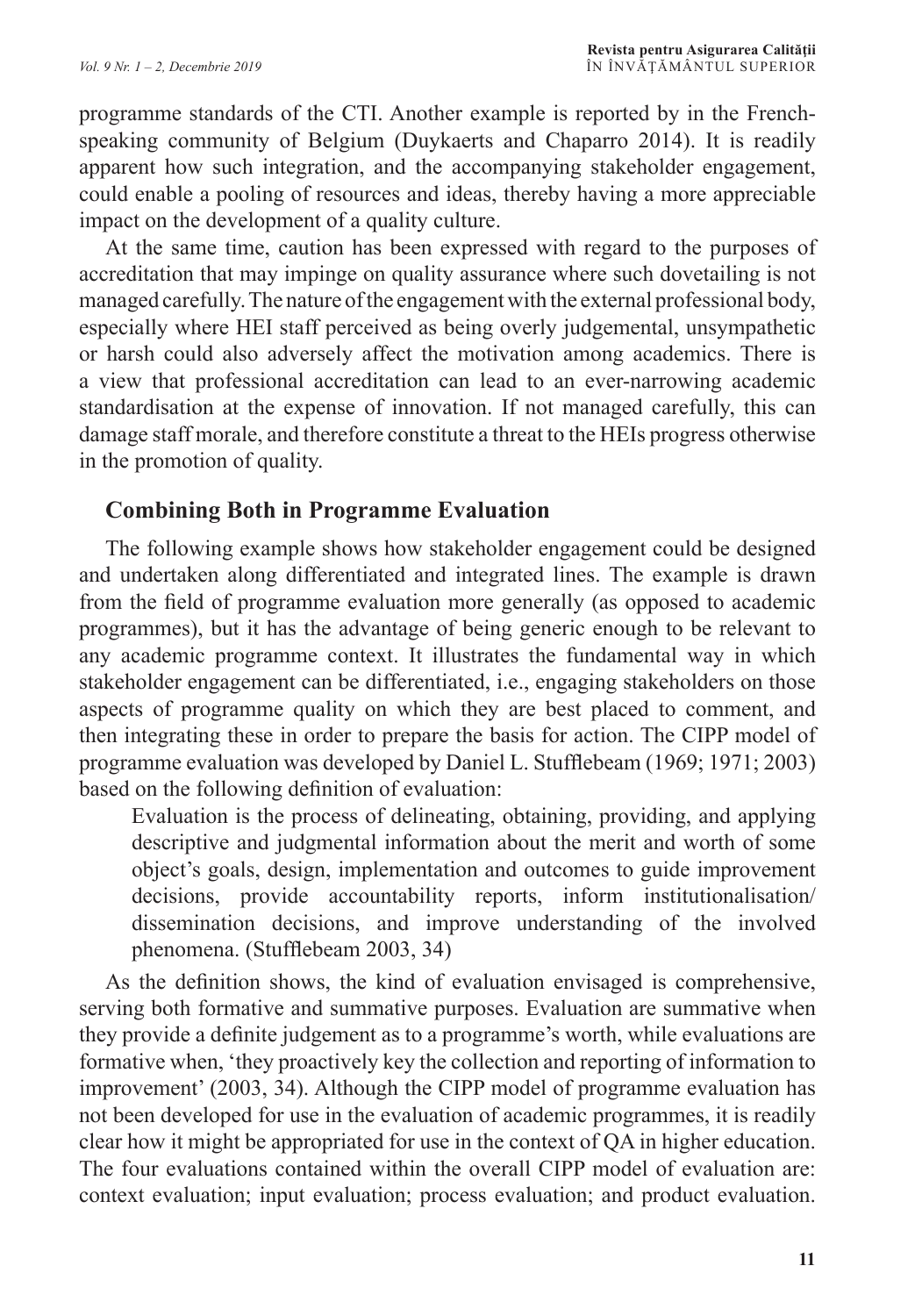programme standards of the CTI. Another example is reported by in the French-speaking community of Belgium (Duykaerts and Chaparro 2014). It is readily apparent how such integration, and the accompanying stakeholder engagement, could enable a pooling of resources and ideas, thereby having a more appreciable impact on the development of a quality culture.

At the same time, caution has been expressed with regard to the purposes of accreditation that may impinge on quality assurance where such dovetailing is not managed carefully. The nature of the engagement with the external professional body, especially where HEI staff perceived as being overly judgemental, unsympathetic or harsh could also adversely affect the motivation among academics. There is a view that professional accreditation can lead to an ever-narrowing academic standardisation at the expense of innovation. If not managed carefully, this can damage staff morale, and therefore constitute a threat to the HEIs progress otherwise in the promotion of quality.

## Combining Both in Programme Evaluation

The following example shows how stakeholder engagement could be designed and undertaken along differentiated and integrated lines. The example is drawn from the field of programme evaluation more generally (as opposed to academic programmes), but it has the advantage of being generic enough to be relevant to any academic programme context. It illustrates the fundamental way in which stakeholder engagement can be differentiated, i.e., engaging stakeholders on those aspects of programme quality on which they are best placed to comment, and then integrating these in order to prepare the basis for action. The CIPP model of programme evaluation was developed by Daniel L. Stufflebeam (1969; 1971; 2003) based on the following definition of evaluation:

> Evaluation is the process of delineating, obtaining, providing, and applying descriptive and judgmental information about the merit and worth of some object's goals, design, implementation and outcomes to guide improvement decisions, provide accountability reports, inform institutionalisation/ dissemination decisions, and improve understanding of the involved phenomena. (Stufflebeam 2003, 34)

As the definition shows, the kind of evaluation envisaged is comprehensive, serving both formative and summative purposes. Evaluation are summative when they provide a definite judgement as to a programme's worth, while evaluations are formative when, 'they proactively key the collection and reporting of information to improvement' (2003, 34). Although the CIPP model of programme evaluation has not been developed for use in the evaluation of academic programmes, it is readily clear how it might be appropriated for use in the context of QA in higher education. The four evaluations contained within the overall CIPP model of evaluation are: context evaluation; input evaluation; process evaluation; and product evaluation.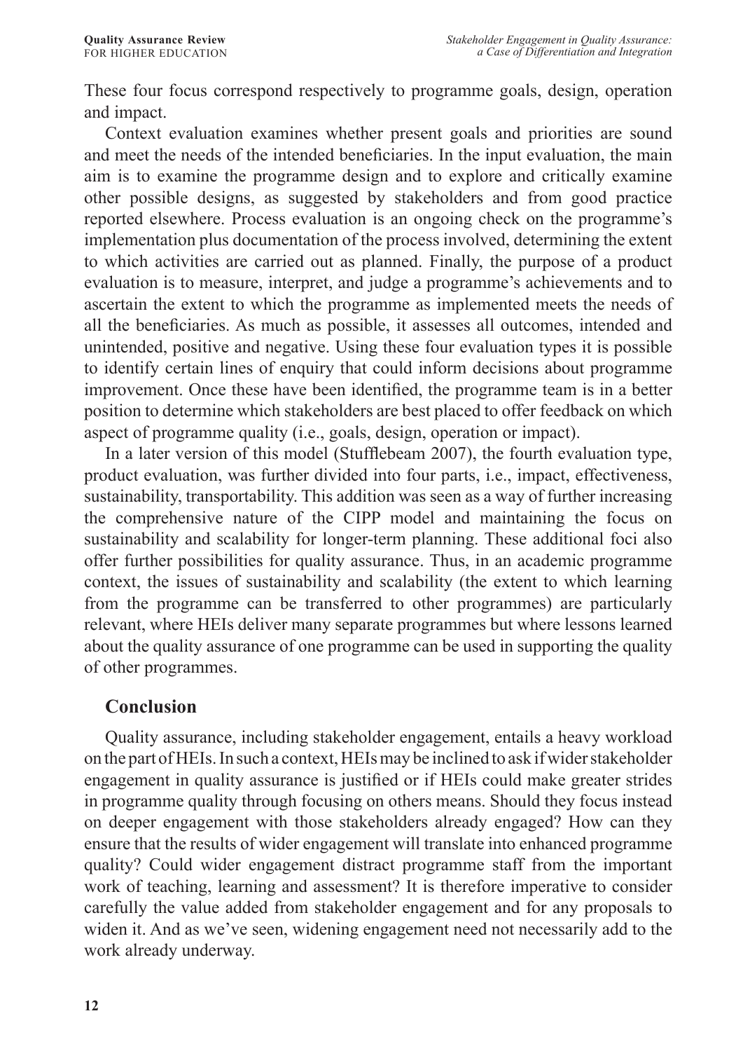These four focus correspond respectively to programme goals, design, operation and impact.

Context evaluation examines whether present goals and priorities are sound and meet the needs of the intended beneficiaries. In the input evaluation, the main aim is to examine the programme design and to explore and critically examine other possible designs, as suggested by stakeholders and from good practice reported elsewhere. Process evaluation is an ongoing check on the programme's implementation plus documentation of the process involved, determining the extent to which activities are carried out as planned. Finally, the purpose of a product evaluation is to measure, interpret, and judge a programme's achievements and to ascertain the extent to which the programme as implemented meets the needs of all the beneficiaries. As much as possible, it assesses all outcomes, intended and unintended, positive and negative. Using these four evaluation types it is possible to identify certain lines of enquiry that could inform decisions about programme improvement. Once these have been identified, the programme team is in a better position to determine which stakeholders are best placed to offer feedback on which aspect of programme quality (i.e., goals, design, operation or impact).

In a later version of this model (Stufflebeam 2007), the fourth evaluation type, product evaluation, was further divided into four parts, i.e., impact, effectiveness, sustainability, transportability. This addition was seen as a way of further increasing the comprehensive nature of the CIPP model and maintaining the focus on sustainability and scalability for longer-term planning. These additional foci also offer further possibilities for quality assurance. Thus, in an academic programme context, the issues of sustainability and scalability (the extent to which learning from the programme can be transferred to other programmes) are particularly relevant, where HEIs deliver many separate programmes but where lessons learned about the quality assurance of one programme can be used in supporting the quality of other programmes.

## Conclusion

Quality assurance, including stakeholder engagement, entails a heavy workload on the part of HEIs. In such a context, HEIs may be inclined to ask if wider stakeholder engagement in quality assurance is justified or if HEIs could make greater strides in programme quality through focusing on others means. Should they focus instead on deeper engagement with those stakeholders already engaged? How can they ensure that the results of wider engagement will translate into enhanced programme quality? Could wider engagement distract programme staff from the important work of teaching, learning and assessment? It is therefore imperative to consider carefully the value added from stakeholder engagement and for any proposals to widen it. And as we've seen, widening engagement need not necessarily add to the work already underway.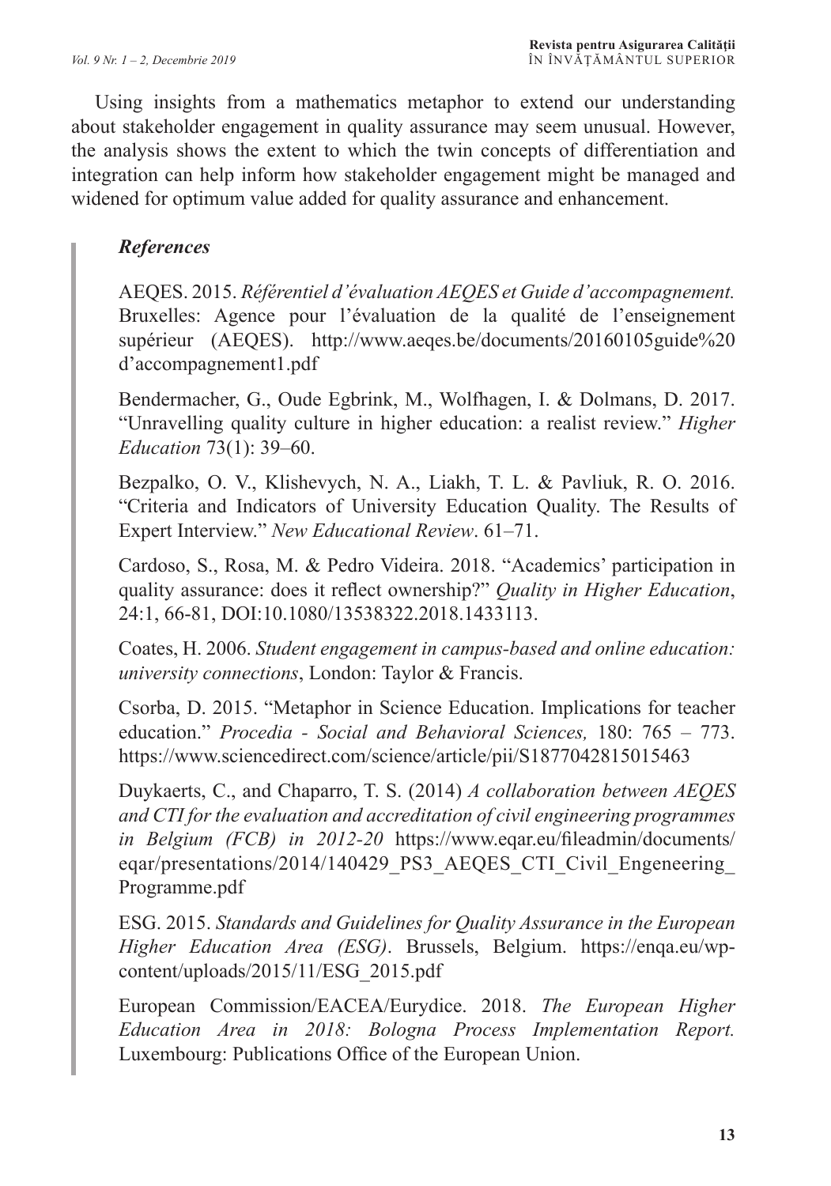Using insights from a mathematics metaphor to extend our understanding about stakeholder engagement in quality assurance may seem unusual. However, the analysis shows the extent to which the twin concepts of differentiation and integration can help inform how stakeholder engagement might be managed and widened for optimum value added for quality assurance and enhancement.

### *References*

AEQES. 2015. *Référentiel d'évaluation AEQES et Guide d'accompagnement.* Bruxelles: Agence pour l'évaluation de la qualité de l'enseignement supérieur (AEQES). http://www.aeqes.be/documents/20160105guide%20d'accompagnement1.pdf

Bendermacher, G., Oude Egbrink, M., Wolfhagen, I. & Dolmans, D. 2017. "Unravelling quality culture in higher education: a realist review." *Higher Education* 73(1): 39–60.

Bezpalko, O. V., Klishevych, N. A., Liakh, T. L. & Pavliuk, R. O. 2016. "Criteria and Indicators of University Education Quality. The Results of Expert Interview." *New Educational Review*. 61–71.

Cardoso, S., Rosa, M. & Pedro Videira. 2018. "Academics' participation in quality assurance: does it reflect ownership?" *Quality in Higher Education*, 24:1, 66-81, DOI:10.1080/13538322.2018.1433113.

Coates, H. 2006. *Student engagement in campus-based and online education: university connections*, London: Taylor & Francis.

Csorba, D. 2015. "Metaphor in Science Education. Implications for teacher education." *Procedia - Social and Behavioral Sciences,* 180: 765 – 773. https://www.sciencedirect.com/science/article/pii/S1877042815015463

Duykaerts, C., and Chaparro, T. S. (2014) *A collaboration between AEQES and CTI for the evaluation and accreditation of civil engineering programmes in Belgium (FCB) in 2012-20* https://www.eqar.eu/fileadmin/documents/eqar/presentations/2014/140429_PS3_AEQES_CTI_Civil_Engeneering_Programme.pdf

ESG. 2015. *Standards and Guidelines for Quality Assurance in the European Higher Education Area (ESG)*. Brussels, Belgium. https://enqa.eu/wp-content/uploads/2015/11/ESG_2015.pdf

European Commission/EACEA/Eurydice. 2018. *The European Higher Education Area in 2018: Bologna Process Implementation Report.* Luxembourg: Publications Office of the European Union.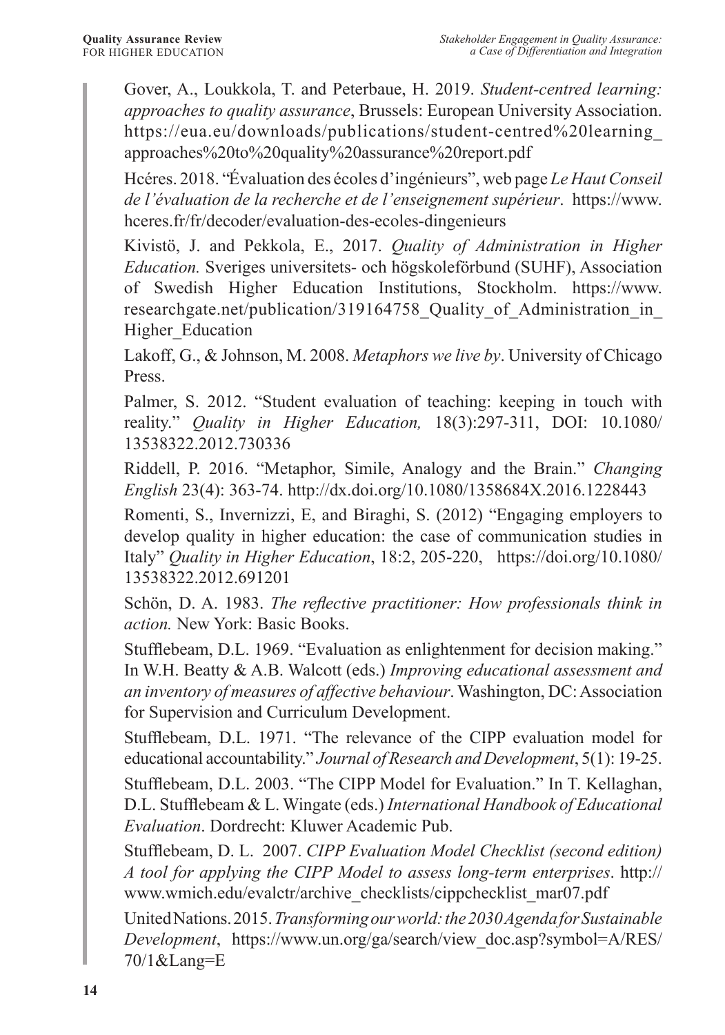Gover, A., Loukkola, T. and Peterbaue, H. 2019. *Student-centred learning: approaches to quality assurance*, Brussels: European University Association. https://eua.eu/downloads/publications/student-centred%20learning_approaches%20to%20quality%20assurance%20report.pdf

Hcéres. 2018. "Évaluation des écoles d'ingénieurs", web page *Le Haut Conseil de l'évaluation de la recherche et de l'enseignement supérieur*. https://www.hceres.fr/fr/decoder/evaluation-des-ecoles-dingenieurs

Kivistö, J. and Pekkola, E., 2017. *Quality of Administration in Higher Education.* Sveriges universitets- och högskoleförbund (SUHF), Association of Swedish Higher Education Institutions, Stockholm. https://www.researchgate.net/publication/319164758_Quality_of_Administration_in_Higher_Education

Lakoff, G., & Johnson, M. 2008. *Metaphors we live by*. University of Chicago Press.

Palmer, S. 2012. "Student evaluation of teaching: keeping in touch with reality." *Quality in Higher Education,* 18(3):297-311, DOI: 10.1080/13538322.2012.730336

Riddell, P. 2016. "Metaphor, Simile, Analogy and the Brain." *Changing English* 23(4): 363-74. http://dx.doi.org/10.1080/1358684X.2016.1228443

Romenti, S., Invernizzi, E, and Biraghi, S. (2012) "Engaging employers to develop quality in higher education: the case of communication studies in Italy" *Quality in Higher Education*, 18:2, 205-220, https://doi.org/10.1080/13538322.2012.691201

Schön, D. A. 1983. *The reflective practitioner: How professionals think in action.* New York: Basic Books.

Stufflebeam, D.L. 1969. "Evaluation as enlightenment for decision making." In W.H. Beatty & A.B. Walcott (eds.) *Improving educational assessment and an inventory of measures of affective behaviour*. Washington, DC: Association for Supervision and Curriculum Development.

Stufflebeam, D.L. 1971. "The relevance of the CIPP evaluation model for educational accountability." *Journal of Research and Development*, 5(1): 19-25.

Stufflebeam, D.L. 2003. "The CIPP Model for Evaluation." In T. Kellaghan, D.L. Stufflebeam & L. Wingate (eds.) *International Handbook of Educational Evaluation*. Dordrecht: Kluwer Academic Pub.

Stufflebeam, D. L. 2007. *CIPP Evaluation Model Checklist (second edition) A tool for applying the CIPP Model to assess long-term enterprises*. http://www.wmich.edu/evalctr/archive_checklists/cippchecklist_mar07.pdf

United Nations. 2015. *Transforming our world: the 2030 Agenda for Sustainable Development*, https://www.un.org/ga/search/view_doc.asp?symbol=A/RES/70/1&Lang=E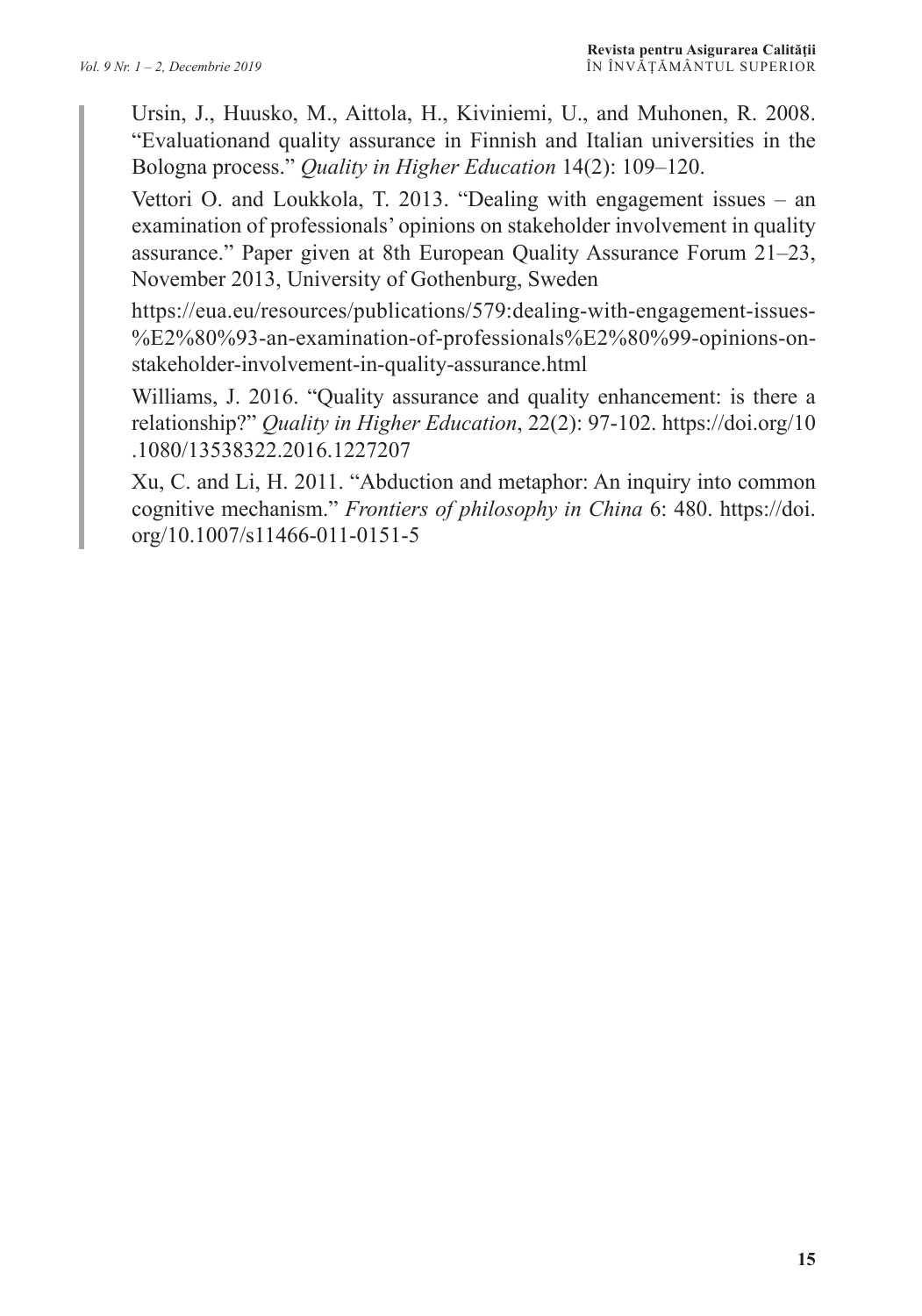Ursin, J., Huusko, M., Aittola, H., Kiviniemi, U., and Muhonen, R. 2008. "Evaluationand quality assurance in Finnish and Italian universities in the Bologna process." *Quality in Higher Education* 14(2): 109–120.

Vettori O. and Loukkola, T. 2013. "Dealing with engagement issues – an examination of professionals' opinions on stakeholder involvement in quality assurance." Paper given at 8th European Quality Assurance Forum 21–23, November 2013, University of Gothenburg, Sweden

https://eua.eu/resources/publications/579:dealing-with-engagement-issues-%E2%80%93-an-examination-of-professionals%E2%80%99-opinions-on-stakeholder-involvement-in-quality-assurance.html

Williams, J. 2016. "Quality assurance and quality enhancement: is there a relationship?" *Quality in Higher Education*, 22(2): 97-102. https://doi.org/10.1080/13538322.2016.1227207

Xu, C. and Li, H. 2011. "Abduction and metaphor: An inquiry into common cognitive mechanism." *Frontiers of philosophy in China* 6: 480. https://doi.org/10.1007/s11466-011-0151-5